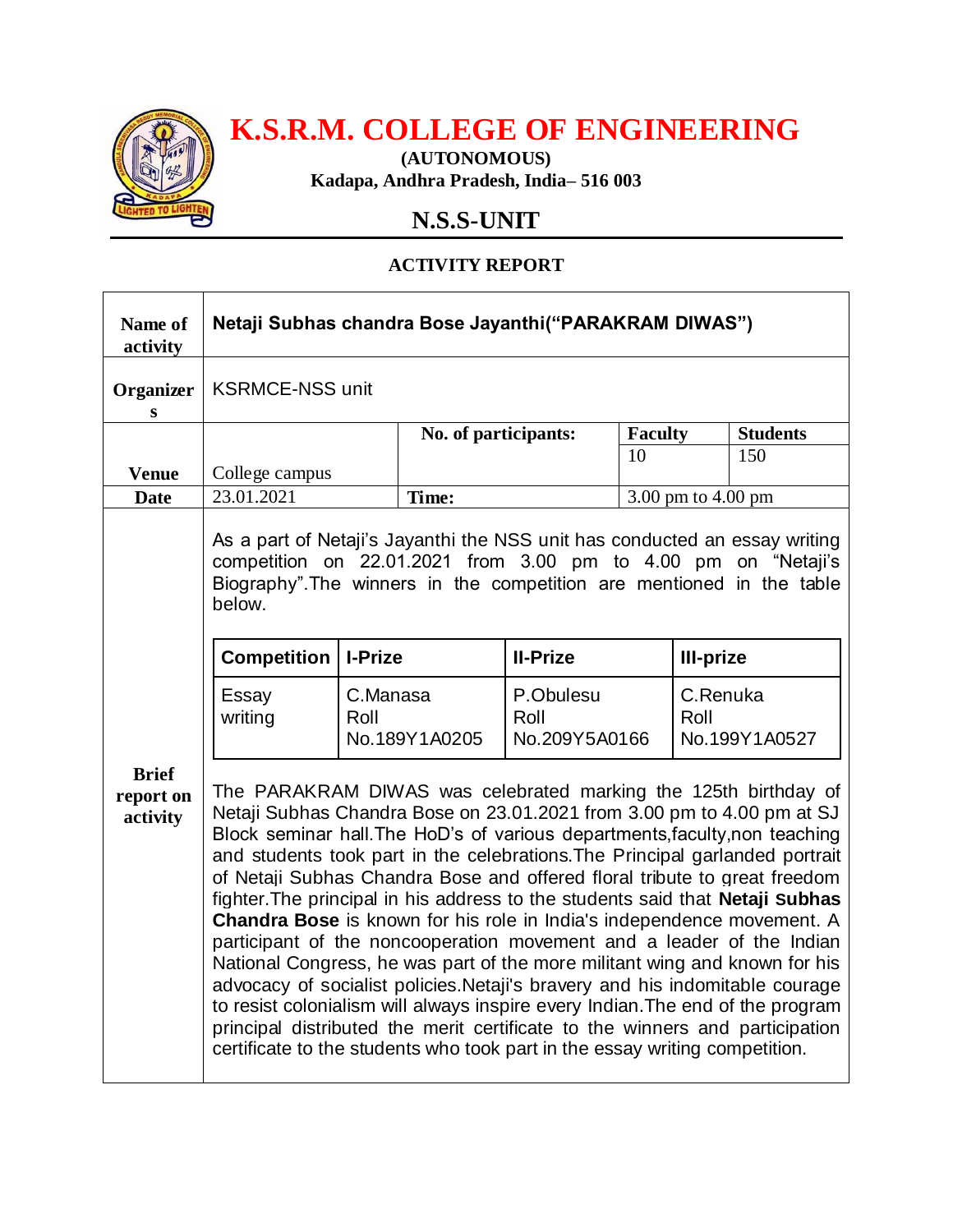# K.S.R.M. COLLEGE OF ENGINEERING

**(AUTONOMOUS)**
**Kadapa, Andhra Pradesh, India– 516 003**

## N.S.S-UNIT

### ACTIVITY REPORT

| | | | | |
|---|---|---|---|---|
| **Name of activity** | **Netaji Subhas chandra Bose Jayanthi("PARAKRAM DIWAS")** | | | |
| **Organizers** | KSRMCE-NSS unit | | | |
| **Venue** | College campus | **No. of participants:** | **Faculty**<br>10 | **Students**<br>150 |
| **Date** | 23.01.2021 | **Time:** | 3.00 pm to 4.00 pm | |
| **Brief report on activity** | As a part of Netaji's Jayanthi the NSS unit has conducted an essay writing competition on 22.01.2021 from 3.00 pm to 4.00 pm on "Netaji's Biography".The winners in the competition are mentioned in the table below. | | | |

| Competition | I-Prize | II-Prize | III-prize |
|---|---|---|---|
| Essay writing | C.Manasa Roll No.189Y1A0205 | P.Obulesu Roll No.209Y5A0166 | C.Renuka Roll No.199Y1A0527 |

The PARAKRAM DIWAS was celebrated marking the 125th birthday of Netaji Subhas Chandra Bose on 23.01.2021 from 3.00 pm to 4.00 pm at SJ Block seminar hall.The HoD's of various departments,faculty,non teaching and students took part in the celebrations.The Principal garlanded portrait of Netaji Subhas Chandra Bose and offered floral tribute to great freedom fighter.The principal in his address to the students said that **Netaji Subhas Chandra Bose** is known for his role in India's independence movement. A participant of the noncooperation movement and a leader of the Indian National Congress, he was part of the more militant wing and known for his advocacy of socialist policies.Netaji's bravery and his indomitable courage to resist colonialism will always inspire every Indian.The end of the program principal distributed the merit certificate to the winners and participation certificate to the students who took part in the essay writing competition.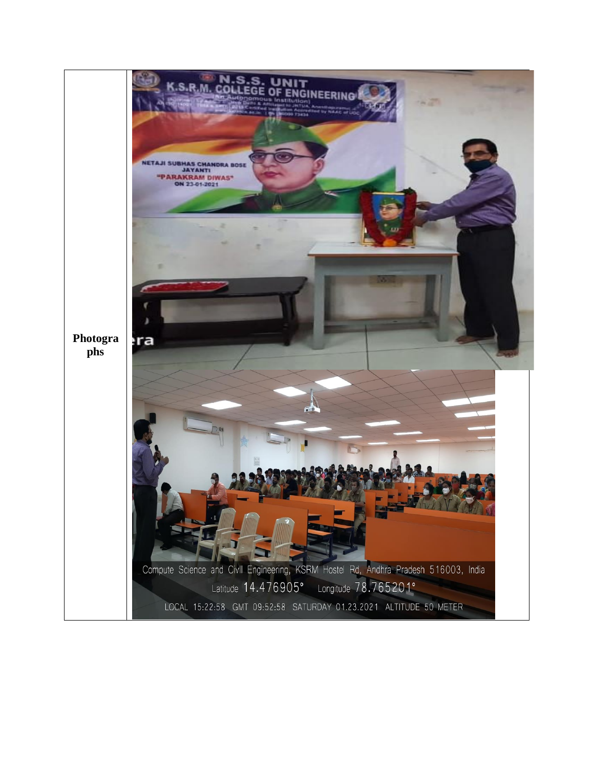| Photographs | |
| --- | --- |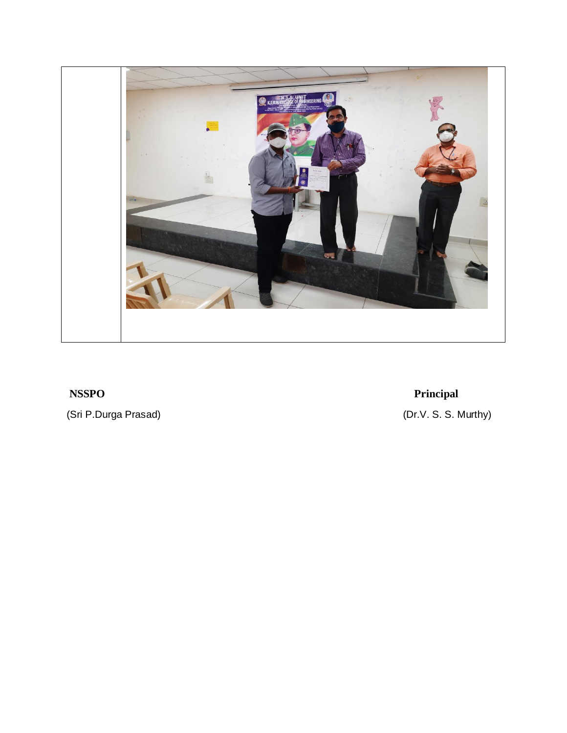**NSSPO** **Principal**

(Sri P.Durga Prasad) (Dr.V. S. S. Murthy)